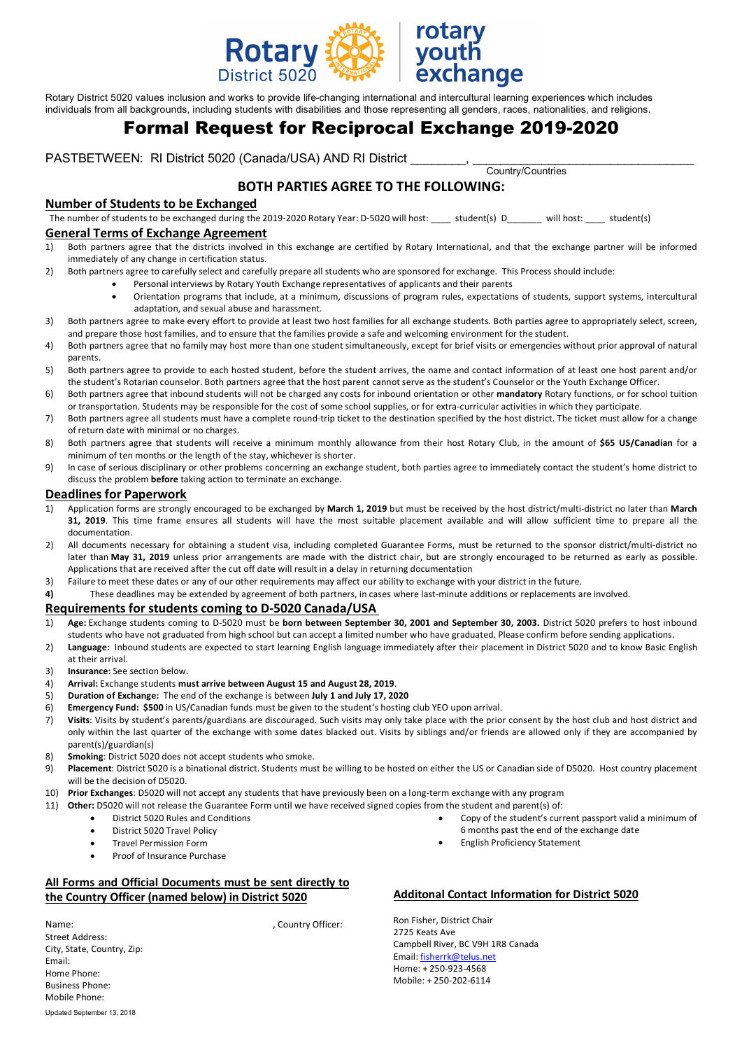Rotary District 5020 | rotary youth exchange

Rotary District 5020 values inclusion and works to provide life-changing international and intercultural learning experiences which includes individuals from all backgrounds, including students with disabilities and those representing all genders, races, nationalities, and religions.

# Formal Request for Reciprocal Exchange 2019-2020

PASTBETWEEN: RI District 5020 (Canada/USA) AND RI District ________, ________________________________
Country/Countries

## BOTH PARTIES AGREE TO THE FOLLOWING:

### Number of Students to be Exchanged

The number of students to be exchanged during the 2019-2020 Rotary Year: D-5020 will host: ____ student(s) D_______ will host: ____ student(s)

### General Terms of Exchange Agreement

1) Both partners agree that the districts involved in this exchange are certified by Rotary International, and that the exchange partner will be informed immediately of any change in certification status.
2) Both partners agree to carefully select and carefully prepare all students who are sponsored for exchange. This Process should include:
   - Personal interviews by Rotary Youth Exchange representatives of applicants and their parents
   - Orientation programs that include, at a minimum, discussions of program rules, expectations of students, support systems, intercultural adaptation, and sexual abuse and harassment.
3) Both partners agree to make every effort to provide at least two host families for all exchange students. Both parties agree to appropriately select, screen, and prepare those host families, and to ensure that the families provide a safe and welcoming environment for the student.
4) Both partners agree that no family may host more than one student simultaneously, except for brief visits or emergencies without prior approval of natural parents.
5) Both partners agree to provide to each hosted student, before the student arrives, the name and contact information of at least one host parent and/or the student's Rotarian counselor. Both partners agree that the host parent cannot serve as the student's Counselor or the Youth Exchange Officer.
6) Both partners agree that inbound students will not be charged any costs for inbound orientation or other **mandatory** Rotary functions, or for school tuition or transportation. Students may be responsible for the cost of some school supplies, or for extra-curricular activities in which they participate.
7) Both partners agree all students must have a complete round-trip ticket to the destination specified by the host district. The ticket must allow for a change of return date with minimal or no charges.
8) Both partners agree that students will receive a minimum monthly allowance from their host Rotary Club, in the amount of **$65 US/Canadian** for a minimum of ten months or the length of the stay, whichever is shorter.
9) In case of serious disciplinary or other problems concerning an exchange student, both parties agree to immediately contact the student's home district to discuss the problem **before** taking action to terminate an exchange.

### Deadlines for Paperwork

1) Application forms are strongly encouraged to be exchanged by **March 1, 2019** but must be received by the host district/multi-district no later than **March 31, 2019**. This time frame ensures all students will have the most suitable placement available and will allow sufficient time to prepare all the documentation.
2) All documents necessary for obtaining a student visa, including completed Guarantee Forms, must be returned to the sponsor district/multi-district no later than **May 31, 2019** unless prior arrangements are made with the district chair, but are strongly encouraged to be returned as early as possible. Applications that are received after the cut off date will result in a delay in returning documentation
3) Failure to meet these dates or any of our other requirements may affect our ability to exchange with your district in the future.
4) These deadlines may be extended by agreement of both partners, in cases where last-minute additions or replacements are involved.

### Requirements for students coming to D-5020 Canada/USA

1) **Age:** Exchange students coming to D-5020 must be **born between September 30, 2001 and September 30, 2003.** District 5020 prefers to host inbound students who have not graduated from high school but can accept a limited number who have graduated. Please confirm before sending applications.
2) **Language:** Inbound students are expected to start learning English language immediately after their placement in District 5020 and to know Basic English at their arrival.
3) **Insurance:** See section below.
4) **Arrival:** Exchange students **must arrive between August 15 and August 28, 2019**.
5) **Duration of Exchange:** The end of the exchange is between **July 1 and July 17, 2020**
6) **Emergency Fund: $500** in US/Canadian funds must be given to the student's hosting club YEO upon arrival.
7) **Visits**: Visits by student's parents/guardians are discouraged. Such visits may only take place with the prior consent by the host club and host district and only within the last quarter of the exchange with some dates blacked out. Visits by siblings and/or friends are allowed only if they are accompanied by parent(s)/guardian(s)
8) **Smoking**: District 5020 does not accept students who smoke.
9) **Placement**: District 5020 is a binational district. Students must be willing to be hosted on either the US or Canadian side of D5020. Host country placement will be the decision of D5020.
10) **Prior Exchanges**: D5020 will not accept any students that have previously been on a long-term exchange with any program
11) **Other:** D5020 will not release the Guarantee Form until we have received signed copies from the student and parent(s) of:
    - District 5020 Rules and Conditions
    - District 5020 Travel Policy
    - Travel Permission Form
    - Proof of Insurance Purchase
    - Copy of the student's current passport valid a minimum of 6 months past the end of the exchange date
    - English Proficiency Statement

### All Forms and Official Documents must be sent directly to the Country Officer (named below) in District 5020

Name: , Country Officer:
Street Address:
City, State, Country, Zip:
Email:
Home Phone:
Business Phone:
Mobile Phone:

### Additonal Contact Information for District 5020

Ron Fisher, District Chair
2725 Keats Ave
Campbell River, BC V9H 1R8 Canada
Email: fisherrk@telus.net
Home: + 250-923-4568
Mobile: + 250-202-6114

Updated September 13, 2018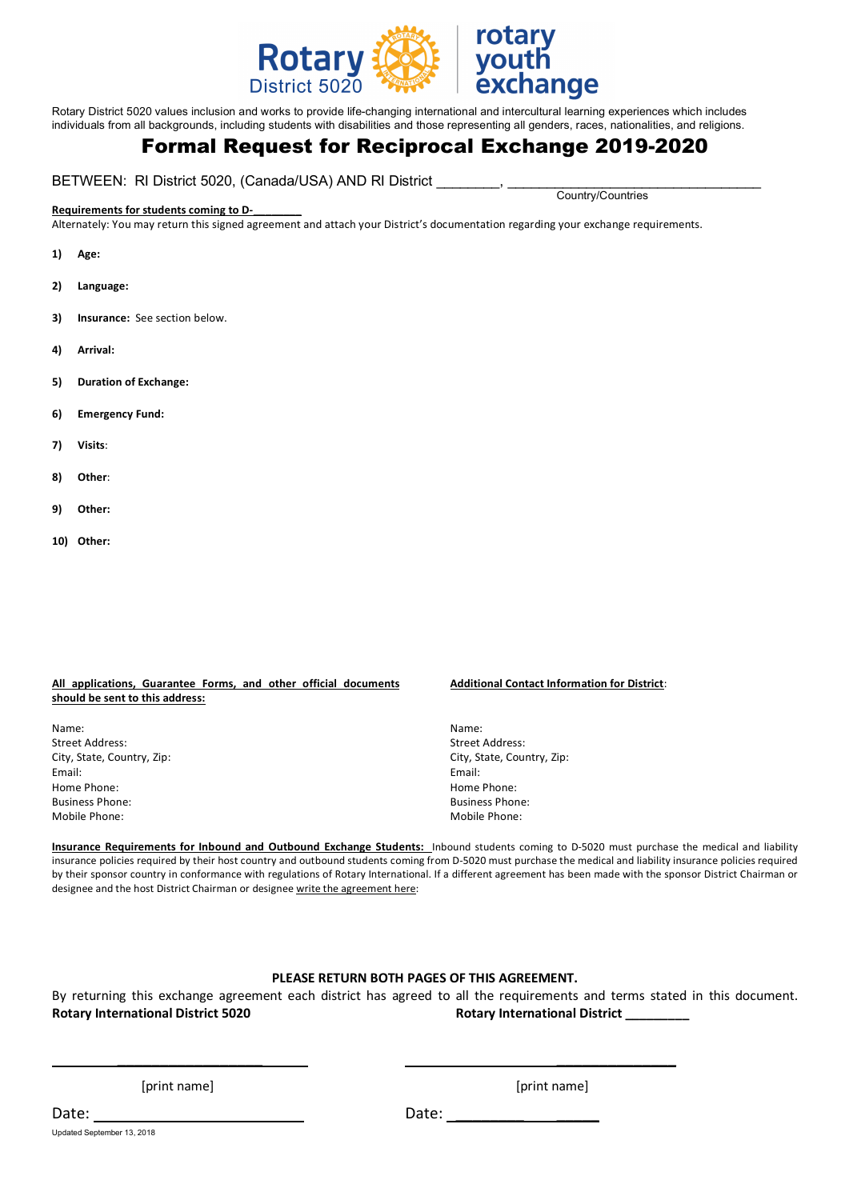Rotary District 5020 rotary youth exchange

Rotary District 5020 values inclusion and works to provide life-changing international and intercultural learning experiences which includes individuals from all backgrounds, including students with disabilities and those representing all genders, races, nationalities, and religions.

# Formal Request for Reciprocal Exchange 2019-2020

BETWEEN: RI District 5020, (Canada/USA) AND RI District ________, __________________________________
Country/Countries

**Requirements for students coming to D-________**

Alternately: You may return this signed agreement and attach your District's documentation regarding your exchange requirements.

1) **Age:**
2) **Language:**
3) **Insurance:** See section below.
4) **Arrival:**
5) **Duration of Exchange:**
6) **Emergency Fund:**
7) **Visits**:
8) **Other**:
9) **Other:**
10) **Other:**

**All applications, Guarantee Forms, and other official documents should be sent to this address:**

Name:
Street Address:
City, State, Country, Zip:
Email:
Home Phone:
Business Phone:
Mobile Phone:

**Additional Contact Information for District**:

Name:
Street Address:
City, State, Country, Zip:
Email:
Home Phone:
Business Phone:
Mobile Phone:

**Insurance Requirements for Inbound and Outbound Exchange Students:** Inbound students coming to D-5020 must purchase the medical and liability insurance policies required by their host country and outbound students coming from D-5020 must purchase the medical and liability insurance policies required by their sponsor country in conformance with regulations of Rotary International. If a different agreement has been made with the sponsor District Chairman or designee and the host District Chairman or designee write the agreement here:

**PLEASE RETURN BOTH PAGES OF THIS AGREEMENT.**

By returning this exchange agreement each district has agreed to all the requirements and terms stated in this document.

**Rotary International District 5020**

______________________________
[print name]

Date: ______________________________

**Rotary International District ________**

______________________________
[print name]

Date: ______________________________

Updated September 13, 2018